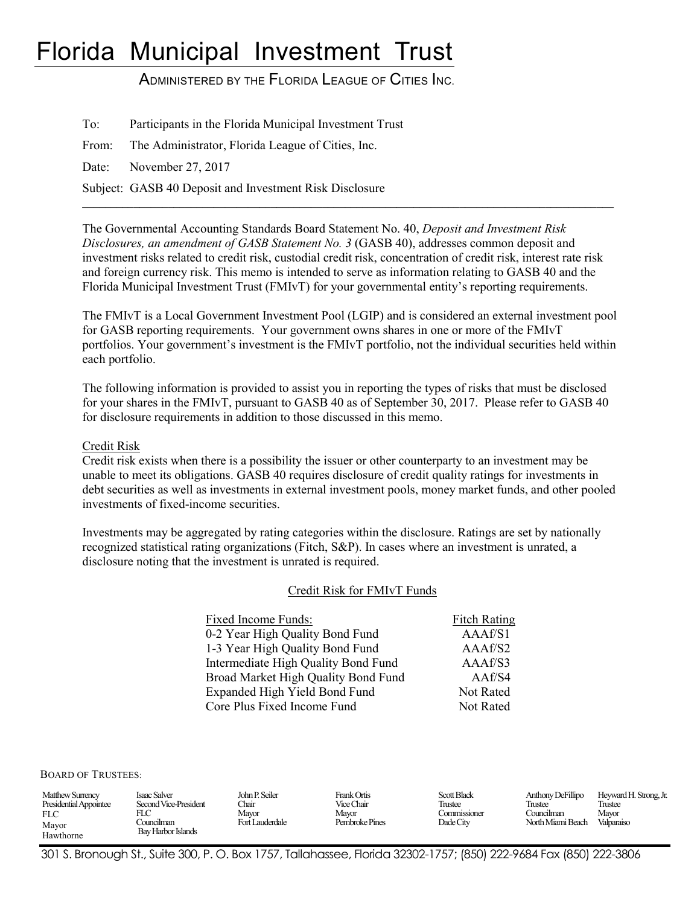# Florida Municipal Investment Trust

ADMINISTERED BY THE FLORIDA LEAGUE OF CITIES INC.

To: Participants in the Florida Municipal Investment Trust

From: The Administrator, Florida League of Cities, Inc.

Date: November 27, 2017

Subject: GASB 40 Deposit and Investment Risk Disclosure

---

The Governmental Accounting Standards Board Statement No. 40, *Deposit and Investment Risk Disclosures, an amendment of GASB Statement No. 3* (GASB 40), addresses common deposit and investment risks related to credit risk, custodial credit risk, concentration of credit risk, interest rate risk and foreign currency risk. This memo is intended to serve as information relating to GASB 40 and the Florida Municipal Investment Trust (FMIvT) for your governmental entity's reporting requirements.

The FMIvT is a Local Government Investment Pool (LGIP) and is considered an external investment pool for GASB reporting requirements. Your government owns shares in one or more of the FMIvT portfolios. Your government's investment is the FMIvT portfolio, not the individual securities held within each portfolio.

The following information is provided to assist you in reporting the types of risks that must be disclosed for your shares in the FMIvT, pursuant to GASB 40 as of September 30, 2017. Please refer to GASB 40 for disclosure requirements in addition to those discussed in this memo.

Credit Risk

Credit risk exists when there is a possibility the issuer or other counterparty to an investment may be unable to meet its obligations. GASB 40 requires disclosure of credit quality ratings for investments in debt securities as well as investments in external investment pools, money market funds, and other pooled investments of fixed-income securities.

Investments may be aggregated by rating categories within the disclosure. Ratings are set by nationally recognized statistical rating organizations (Fitch, S&P). In cases where an investment is unrated, a disclosure noting that the investment is unrated is required.

Credit Risk for FMIvT Funds

| Fixed Income Funds: | Fitch Rating |
|---|---|
| 0-2 Year High Quality Bond Fund | AAAf/S1 |
| 1-3 Year High Quality Bond Fund | AAAf/S2 |
| Intermediate High Quality Bond Fund | AAAf/S3 |
| Broad Market High Quality Bond Fund | AAf/S4 |
| Expanded High Yield Bond Fund | Not Rated |
| Core Plus Fixed Income Fund | Not Rated |

BOARD OF TRUSTEES:

| Matthew Surrency | Isaac Salver | John P. Seiler | Frank Ortis | Scott Black | Anthony DeFillipo | Heyward H. Strong, Jr. |
|---|---|---|---|---|---|---|
| Presidential Appointee | Second Vice-President | Chair | Vice Chair | Trustee | Trustee | Trustee |
| FLC | FLC | Mayor | Mayor | Commissioner | Councilman | Mayor |
| Mayor | Councilman | Fort Lauderdale | Pembroke Pines | Dade City | North Miami Beach | Valparaiso |
| Hawthorne | Bay Harbor Islands | | | | | |

301 S. Bronough St., Suite 300, P. O. Box 1757, Tallahassee, Florida 32302-1757; (850) 222-9684 Fax (850) 222-3806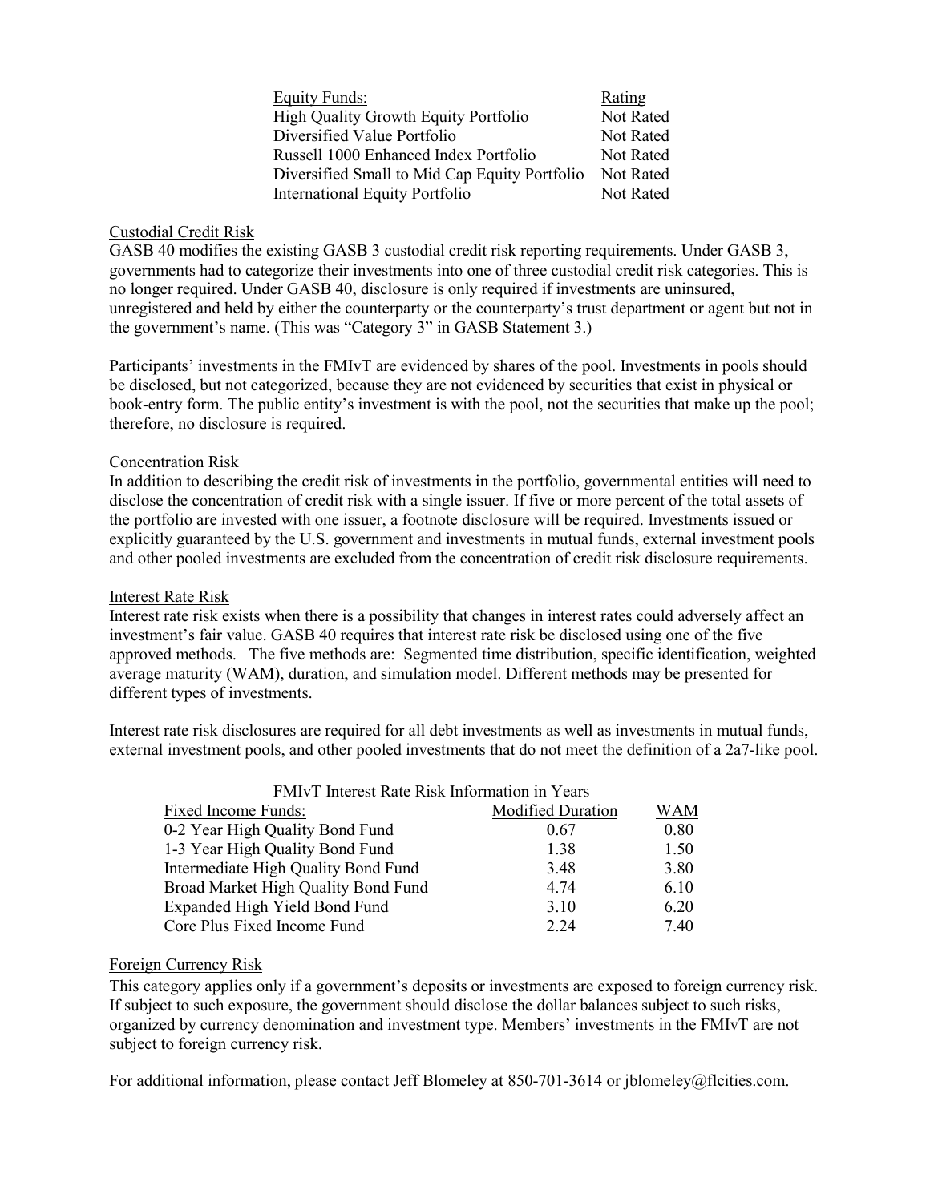| Equity Funds: | Rating |
|---|---|
| High Quality Growth Equity Portfolio | Not Rated |
| Diversified Value Portfolio | Not Rated |
| Russell 1000 Enhanced Index Portfolio | Not Rated |
| Diversified Small to Mid Cap Equity Portfolio | Not Rated |
| International Equity Portfolio | Not Rated |

## Custodial Credit Risk

GASB 40 modifies the existing GASB 3 custodial credit risk reporting requirements. Under GASB 3, governments had to categorize their investments into one of three custodial credit risk categories. This is no longer required. Under GASB 40, disclosure is only required if investments are uninsured, unregistered and held by either the counterparty or the counterparty's trust department or agent but not in the government's name. (This was "Category 3" in GASB Statement 3.)

Participants' investments in the FMIvT are evidenced by shares of the pool. Investments in pools should be disclosed, but not categorized, because they are not evidenced by securities that exist in physical or book-entry form. The public entity's investment is with the pool, not the securities that make up the pool; therefore, no disclosure is required.

## Concentration Risk

In addition to describing the credit risk of investments in the portfolio, governmental entities will need to disclose the concentration of credit risk with a single issuer. If five or more percent of the total assets of the portfolio are invested with one issuer, a footnote disclosure will be required. Investments issued or explicitly guaranteed by the U.S. government and investments in mutual funds, external investment pools and other pooled investments are excluded from the concentration of credit risk disclosure requirements.

## Interest Rate Risk

Interest rate risk exists when there is a possibility that changes in interest rates could adversely affect an investment's fair value. GASB 40 requires that interest rate risk be disclosed using one of the five approved methods. The five methods are: Segmented time distribution, specific identification, weighted average maturity (WAM), duration, and simulation model. Different methods may be presented for different types of investments.

Interest rate risk disclosures are required for all debt investments as well as investments in mutual funds, external investment pools, and other pooled investments that do not meet the definition of a 2a7-like pool.

FMIvT Interest Rate Risk Information in Years

| Fixed Income Funds: | Modified Duration | WAM |
|---|---|---|
| 0-2 Year High Quality Bond Fund | 0.67 | 0.80 |
| 1-3 Year High Quality Bond Fund | 1.38 | 1.50 |
| Intermediate High Quality Bond Fund | 3.48 | 3.80 |
| Broad Market High Quality Bond Fund | 4.74 | 6.10 |
| Expanded High Yield Bond Fund | 3.10 | 6.20 |
| Core Plus Fixed Income Fund | 2.24 | 7.40 |

## Foreign Currency Risk

This category applies only if a government's deposits or investments are exposed to foreign currency risk. If subject to such exposure, the government should disclose the dollar balances subject to such risks, organized by currency denomination and investment type. Members' investments in the FMIvT are not subject to foreign currency risk.

For additional information, please contact Jeff Blomeley at 850-701-3614 or jblomeley@flcities.com.